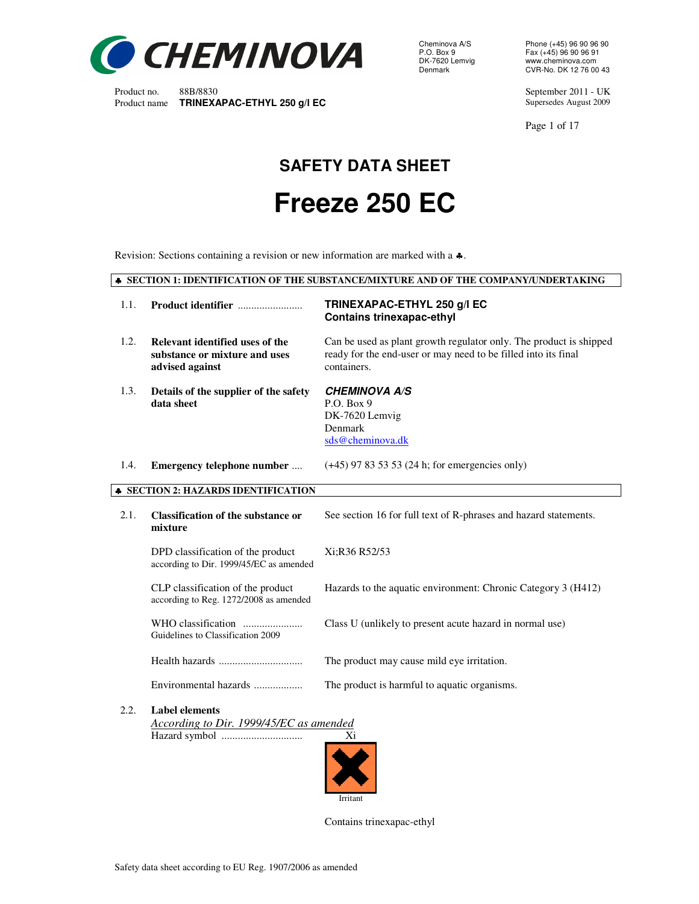Cheminova A/S
P.O. Box 9
DK-7620 Lemvig
Denmark

Phone (+45) 96 90 96 90
Fax (+45) 96 90 96 91
www.cheminova.com
CVR-No. DK 12 76 00 43

Product no. 88B/8830
Product name **TRINEXAPAC-ETHYL 250 g/l EC**

September 2011 - UK
Supersedes August 2009

# SAFETY DATA SHEET

# Freeze 250 EC

Revision: Sections containing a revision or new information are marked with a ♣.

## ♣ SECTION 1: IDENTIFICATION OF THE SUBSTANCE/MIXTURE AND OF THE COMPANY/UNDERTAKING

| | | |
|---|---|---|
| 1.1. | **Product identifier** ........................ | **TRINEXAPAC-ETHYL 250 g/l EC**<br>**Contains trinexapac-ethyl** |
| 1.2. | **Relevant identified uses of the substance or mixture and uses advised against** | Can be used as plant growth regulator only. The product is shipped ready for the end-user or may need to be filled into its final containers. |
| 1.3. | **Details of the supplier of the safety data sheet** | ***CHEMINOVA A/S***<br>P.O. Box 9<br>DK-7620 Lemvig<br>Denmark<br>sds@cheminova.dk |
| 1.4. | **Emergency telephone number** .... | (+45) 97 83 53 53 (24 h; for emergencies only) |

## ♣ SECTION 2: HAZARDS IDENTIFICATION

| | | |
|---|---|---|
| 2.1. | **Classification of the substance or mixture** | See section 16 for full text of R-phrases and hazard statements. |
| | DPD classification of the product according to Dir. 1999/45/EC as amended | Xi;R36 R52/53 |
| | CLP classification of the product according to Reg. 1272/2008 as amended | Hazards to the aquatic environment: Chronic Category 3 (H412) |
| | WHO classification ...................... Guidelines to Classification 2009 | Class U (unlikely to present acute hazard in normal use) |
| | Health hazards ............................... | The product may cause mild eye irritation. |
| | Environmental hazards .................. | The product is harmful to aquatic organisms. |

2.2. **Label elements**

*According to Dir. 1999/45/EC as amended*

Hazard symbol .............................. Xi

Irritant

Contains trinexapac-ethyl

Safety data sheet according to EU Reg. 1907/2006 as amended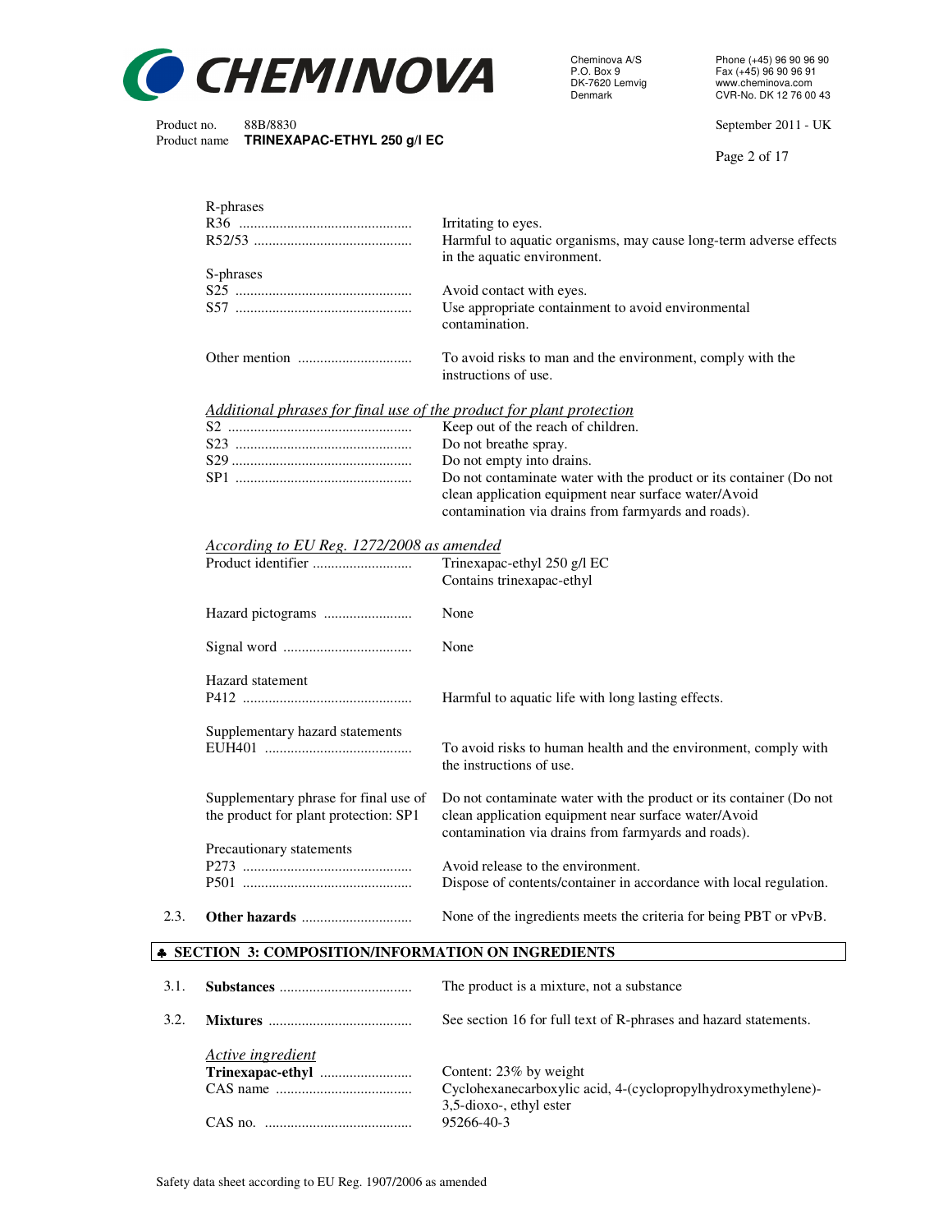R-phrases

| | |
|---|---|
| R36 | Irritating to eyes. |
| R52/53 | Harmful to aquatic organisms, may cause long-term adverse effects in the aquatic environment. |

S-phrases

| | |
|---|---|
| S25 | Avoid contact with eyes. |
| S57 | Use appropriate containment to avoid environmental contamination. |
| Other mention | To avoid risks to man and the environment, comply with the instructions of use. |

*Additional phrases for final use of the product for plant protection*

| | |
|---|---|
| S2 | Keep out of the reach of children. |
| S23 | Do not breathe spray. |
| S29 | Do not empty into drains. |
| SP1 | Do not contaminate water with the product or its container (Do not clean application equipment near surface water/Avoid contamination via drains from farmyards and roads). |

*According to EU Reg. 1272/2008 as amended*

| | |
|---|---|
| Product identifier | Trinexapac-ethyl 250 g/l EC<br>Contains trinexapac-ethyl |
| Hazard pictograms | None |
| Signal word | None |

Hazard statement

| | |
|---|---|
| P412 | Harmful to aquatic life with long lasting effects. |

Supplementary hazard statements

| | |
|---|---|
| EUH401 | To avoid risks to human health and the environment, comply with the instructions of use. |
| Supplementary phrase for final use of the product for plant protection: SP1 | Do not contaminate water with the product or its container (Do not clean application equipment near surface water/Avoid contamination via drains from farmyards and roads). |

Precautionary statements

| | |
|---|---|
| P273 | Avoid release to the environment. |
| P501 | Dispose of contents/container in accordance with local regulation. |

2.3. **Other hazards** ............ None of the ingredients meets the criteria for being PBT or vPvB.

## ♣ SECTION 3: COMPOSITION/INFORMATION ON INGREDIENTS

3.1. **Substances** ............ The product is a mixture, not a substance

3.2. **Mixtures** ............ See section 16 for full text of R-phrases and hazard statements.

*Active ingredient*

| | |
|---|---|
| **Trinexapac-ethyl** | Content: 23% by weight |
| CAS name | Cyclohexanecarboxylic acid, 4-(cyclopropylhydroxymethylene)-3,5-dioxo-, ethyl ester |
| CAS no. | 95266-40-3 |

Safety data sheet according to EU Reg. 1907/2006 as amended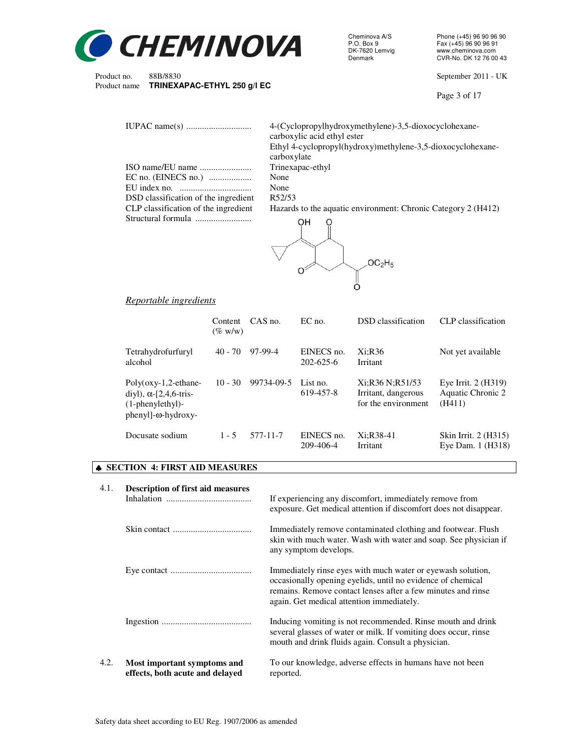| | |
|---|---|
| IUPAC name(s) | 4-(Cyclopropylhydroxymethylene)-3,5-dioxocyclohexane-carboxylic acid ethyl ester<br>Ethyl 4-cyclopropyl(hydroxy)methylene-3,5-dioxocyclohexane-carboxylate |
| ISO name/EU name | Trinexapac-ethyl |
| EC no. (EINECS no.) | None |
| EU index no. | None |
| DSD classification of the ingredient | R52/53 |
| CLP classification of the ingredient | Hazards to the aquatic environment: Chronic Category 2 (H412) |
| Structural formula | |

*Reportable ingredients*

| | Content (% w/w) | CAS no. | EC no. | DSD classification | CLP classification |
|---|---|---|---|---|---|
| Tetrahydrofurfuryl alcohol | 40 - 70 | 97-99-4 | EINECS no. 202-625-6 | Xi;R36<br>Irritant | Not yet available |
| Poly(oxy-1,2-ethane-diyl), α-[2,4,6-tris-(1-phenylethyl)-phenyl]-ω-hydroxy- | 10 - 30 | 99734-09-5 | List no. 619-457-8 | Xi;R36 N;R51/53<br>Irritant, dangerous for the environment | Eye Irrit. 2 (H319)<br>Aquatic Chronic 2 (H411) |
| Docusate sodium | 1 - 5 | 577-11-7 | EINECS no. 209-406-4 | Xi;R38-41<br>Irritant | Skin Irrit. 2 (H315)<br>Eye Dam. 1 (H318) |

## ♣ SECTION 4: FIRST AID MEASURES

**4.1. Description of first aid measures**

| | |
|---|---|
| Inhalation | If experiencing any discomfort, immediately remove from exposure. Get medical attention if discomfort does not disappear. |
| Skin contact | Immediately remove contaminated clothing and footwear. Flush skin with much water. Wash with water and soap. See physician if any symptom develops. |
| Eye contact | Immediately rinse eyes with much water or eyewash solution, occasionally opening eyelids, until no evidence of chemical remains. Remove contact lenses after a few minutes and rinse again. Get medical attention immediately. |
| Ingestion | Inducing vomiting is not recommended. Rinse mouth and drink several glasses of water or milk. If vomiting does occur, rinse mouth and drink fluids again. Consult a physician. |

**4.2. Most important symptoms and effects, both acute and delayed**

To our knowledge, adverse effects in humans have not been reported.

Safety data sheet according to EU Reg. 1907/2006 as amended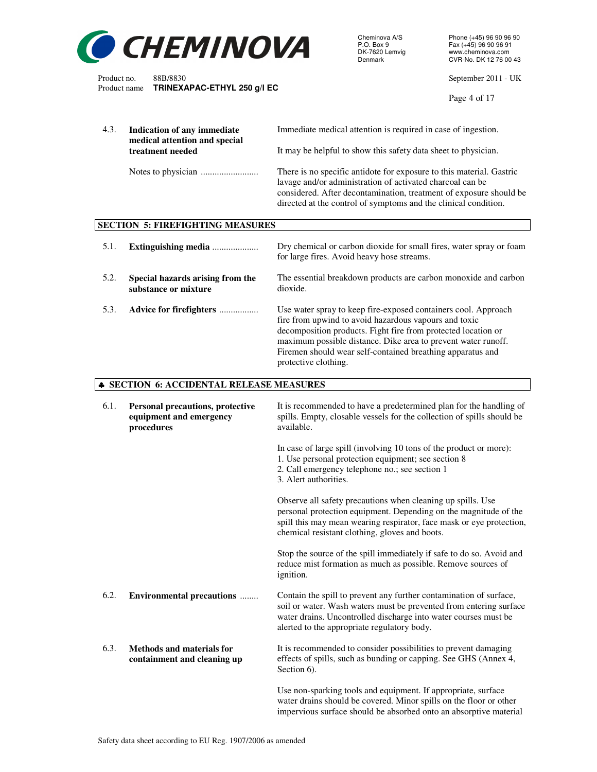**4.3. Indication of any immediate medical attention and special treatment needed**

Immediate medical attention is required in case of ingestion.

It may be helpful to show this safety data sheet to physician.

Notes to physician .........................

There is no specific antidote for exposure to this material. Gastric lavage and/or administration of activated charcoal can be considered. After decontamination, treatment of exposure should be directed at the control of symptoms and the clinical condition.

## SECTION 5: FIREFIGHTING MEASURES

**5.1. Extinguishing media** ....................

Dry chemical or carbon dioxide for small fires, water spray or foam for large fires. Avoid heavy hose streams.

**5.2. Special hazards arising from the substance or mixture**

The essential breakdown products are carbon monoxide and carbon dioxide.

**5.3. Advice for firefighters** .................

Use water spray to keep fire-exposed containers cool. Approach fire from upwind to avoid hazardous vapours and toxic decomposition products. Fight fire from protected location or maximum possible distance. Dike area to prevent water runoff. Firemen should wear self-contained breathing apparatus and protective clothing.

## ♣ SECTION 6: ACCIDENTAL RELEASE MEASURES

**6.1. Personal precautions, protective equipment and emergency procedures**

It is recommended to have a predetermined plan for the handling of spills. Empty, closable vessels for the collection of spills should be available.

In case of large spill (involving 10 tons of the product or more):
1. Use personal protection equipment; see section 8
2. Call emergency telephone no.; see section 1
3. Alert authorities.

Observe all safety precautions when cleaning up spills. Use personal protection equipment. Depending on the magnitude of the spill this may mean wearing respirator, face mask or eye protection, chemical resistant clothing, gloves and boots.

Stop the source of the spill immediately if safe to do so. Avoid and reduce mist formation as much as possible. Remove sources of ignition.

**6.2. Environmental precautions** ........

Contain the spill to prevent any further contamination of surface, soil or water. Wash waters must be prevented from entering surface water drains. Uncontrolled discharge into water courses must be alerted to the appropriate regulatory body.

**6.3. Methods and materials for containment and cleaning up**

It is recommended to consider possibilities to prevent damaging effects of spills, such as bunding or capping. See GHS (Annex 4, Section 6).

Use non-sparking tools and equipment. If appropriate, surface water drains should be covered. Minor spills on the floor or other impervious surface should be absorbed onto an absorptive material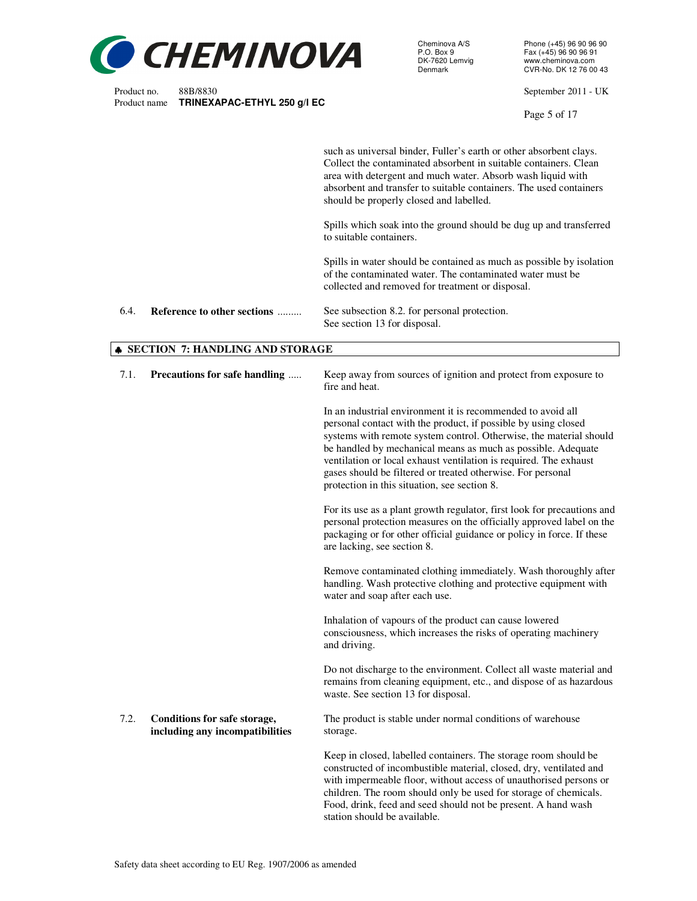such as universal binder, Fuller's earth or other absorbent clays. Collect the contaminated absorbent in suitable containers. Clean area with detergent and much water. Absorb wash liquid with absorbent and transfer to suitable containers. The used containers should be properly closed and labelled.

Spills which soak into the ground should be dug up and transferred to suitable containers.

Spills in water should be contained as much as possible by isolation of the contaminated water. The contaminated water must be collected and removed for treatment or disposal.

**6.4. Reference to other sections** ......... See subsection 8.2. for personal protection. See section 13 for disposal.

## ♣ SECTION 7: HANDLING AND STORAGE

**7.1. Precautions for safe handling** .....

Keep away from sources of ignition and protect from exposure to fire and heat.

In an industrial environment it is recommended to avoid all personal contact with the product, if possible by using closed systems with remote system control. Otherwise, the material should be handled by mechanical means as much as possible. Adequate ventilation or local exhaust ventilation is required. The exhaust gases should be filtered or treated otherwise. For personal protection in this situation, see section 8.

For its use as a plant growth regulator, first look for precautions and personal protection measures on the officially approved label on the packaging or for other official guidance or policy in force. If these are lacking, see section 8.

Remove contaminated clothing immediately. Wash thoroughly after handling. Wash protective clothing and protective equipment with water and soap after each use.

Inhalation of vapours of the product can cause lowered consciousness, which increases the risks of operating machinery and driving.

Do not discharge to the environment. Collect all waste material and remains from cleaning equipment, etc., and dispose of as hazardous waste. See section 13 for disposal.

**7.2. Conditions for safe storage, including any incompatibilities**

The product is stable under normal conditions of warehouse storage.

Keep in closed, labelled containers. The storage room should be constructed of incombustible material, closed, dry, ventilated and with impermeable floor, without access of unauthorised persons or children. The room should only be used for storage of chemicals. Food, drink, feed and seed should not be present. A hand wash station should be available.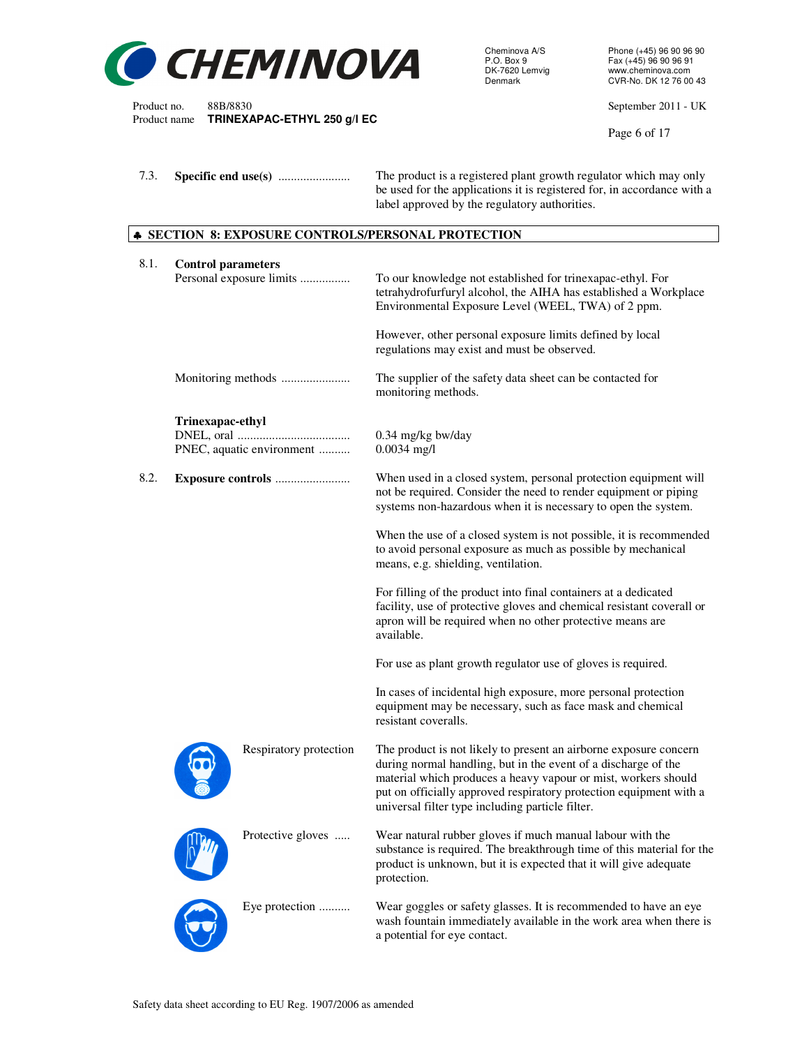7.3. **Specific end use(s)** ...................... The product is a registered plant growth regulator which may only be used for the applications it is registered for, in accordance with a label approved by the regulatory authorities.

## ♣ SECTION 8: EXPOSURE CONTROLS/PERSONAL PROTECTION

8.1. **Control parameters**

Personal exposure limits ................ To our knowledge not established for trinexapac-ethyl. For tetrahydrofurfuryl alcohol, the AIHA has established a Workplace Environmental Exposure Level (WEEL, TWA) of 2 ppm.

However, other personal exposure limits defined by local regulations may exist and must be observed.

Monitoring methods ...................... The supplier of the safety data sheet can be contacted for monitoring methods.

**Trinexapac-ethyl**

DNEL, oral .................................... 0.34 mg/kg bw/day

PNEC, aquatic environment .......... 0.0034 mg/l

8.2. **Exposure controls** ........................ When used in a closed system, personal protection equipment will not be required. Consider the need to render equipment or piping systems non-hazardous when it is necessary to open the system.

When the use of a closed system is not possible, it is recommended to avoid personal exposure as much as possible by mechanical means, e.g. shielding, ventilation.

For filling of the product into final containers at a dedicated facility, use of protective gloves and chemical resistant coverall or apron will be required when no other protective means are available.

For use as plant growth regulator use of gloves is required.

In cases of incidental high exposure, more personal protection equipment may be necessary, such as face mask and chemical resistant coveralls.

Respiratory protection The product is not likely to present an airborne exposure concern during normal handling, but in the event of a discharge of the material which produces a heavy vapour or mist, workers should put on officially approved respiratory protection equipment with a universal filter type including particle filter.

Protective gloves ..... Wear natural rubber gloves if much manual labour with the substance is required. The breakthrough time of this material for the product is unknown, but it is expected that it will give adequate protection.

Eye protection .......... Wear goggles or safety glasses. It is recommended to have an eye wash fountain immediately available in the work area when there is a potential for eye contact.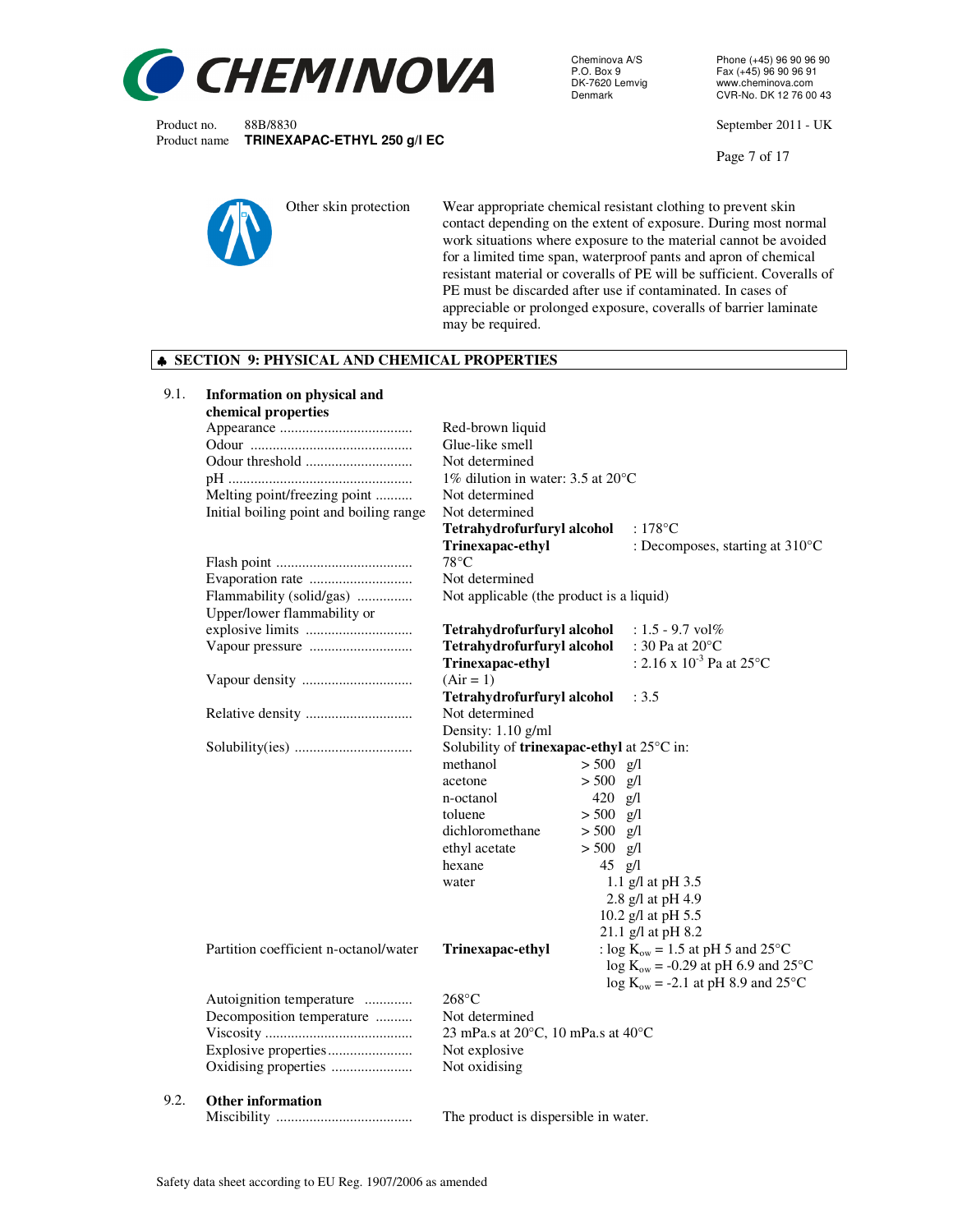Other skin protection

Wear appropriate chemical resistant clothing to prevent skin contact depending on the extent of exposure. During most normal work situations where exposure to the material cannot be avoided for a limited time span, waterproof pants and apron of chemical resistant material or coveralls of PE will be sufficient. Coveralls of PE must be discarded after use if contaminated. In cases of appreciable or prolonged exposure, coveralls of barrier laminate may be required.

## ♣ SECTION 9: PHYSICAL AND CHEMICAL PROPERTIES

### 9.1. Information on physical and chemical properties

| Property | Value |
|---|---|
| Appearance | Red-brown liquid |
| Odour | Glue-like smell |
| Odour threshold | Not determined |
| pH | 1% dilution in water: 3.5 at 20°C |
| Melting point/freezing point | Not determined |
| Initial boiling point and boiling range | Not determined<br>**Tetrahydrofurfuryl alcohol** : 178°C<br>**Trinexapac-ethyl** : Decomposes, starting at 310°C |
| Flash point | 78°C |
| Evaporation rate | Not determined |
| Flammability (solid/gas) | Not applicable (the product is a liquid) |
| Upper/lower flammability or explosive limits | **Tetrahydrofurfuryl alcohol** : 1.5 - 9.7 vol% |
| Vapour pressure | **Tetrahydrofurfuryl alcohol** : 30 Pa at 20°C<br>**Trinexapac-ethyl** : $2.16 \times 10^{-3}$ Pa at 25°C |
| Vapour density | (Air = 1)<br>**Tetrahydrofurfuryl alcohol** : 3.5 |
| Relative density | Not determined<br>Density: 1.10 g/ml |
| Solubility(ies) | Solubility of **trinexapac-ethyl** at 25°C in:<br>methanol > 500 g/l<br>acetone > 500 g/l<br>n-octanol 420 g/l<br>toluene > 500 g/l<br>dichloromethane > 500 g/l<br>ethyl acetate > 500 g/l<br>hexane 45 g/l<br>water 1.1 g/l at pH 3.5; 2.8 g/l at pH 4.9; 10.2 g/l at pH 5.5; 21.1 g/l at pH 8.2 |
| Partition coefficient n-octanol/water | **Trinexapac-ethyl** : log $K_{ow}$ = 1.5 at pH 5 and 25°C<br>log $K_{ow}$ = -0.29 at pH 6.9 and 25°C<br>log $K_{ow}$ = -2.1 at pH 8.9 and 25°C |
| Autoignition temperature | 268°C |
| Decomposition temperature | Not determined |
| Viscosity | 23 mPa.s at 20°C, 10 mPa.s at 40°C |
| Explosive properties | Not explosive |
| Oxidising properties | Not oxidising |

### 9.2. Other information

| Property | Value |
|---|---|
| Miscibility | The product is dispersible in water. |

Safety data sheet according to EU Reg. 1907/2006 as amended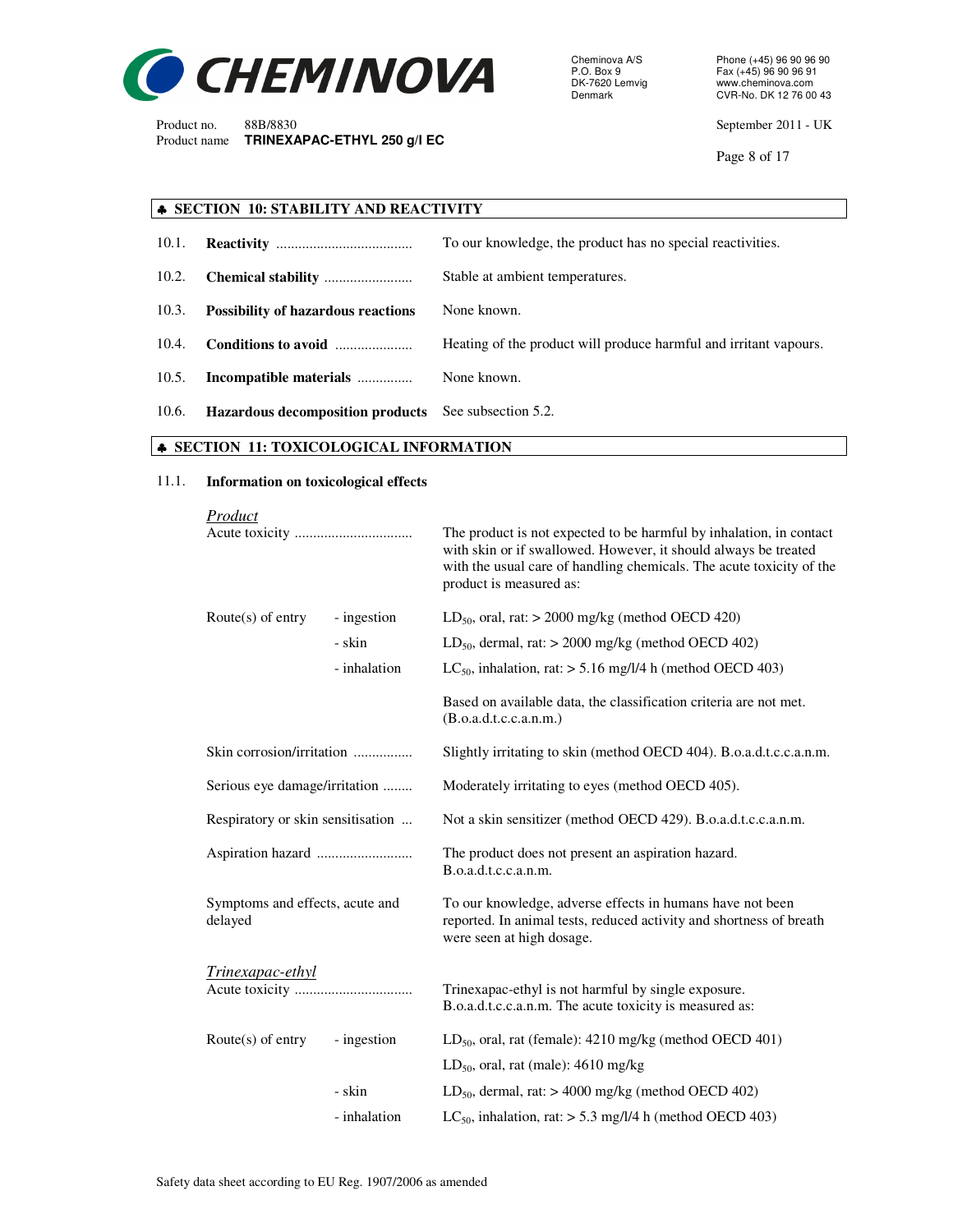## ♣ SECTION 10: STABILITY AND REACTIVITY

| | | |
|---|---|---|
| 10.1. | **Reactivity** ..................................... | To our knowledge, the product has no special reactivities. |
| 10.2. | **Chemical stability** ........................ | Stable at ambient temperatures. |
| 10.3. | **Possibility of hazardous reactions** | None known. |
| 10.4. | **Conditions to avoid** ..................... | Heating of the product will produce harmful and irritant vapours. |
| 10.5. | **Incompatible materials** ............... | None known. |
| 10.6. | **Hazardous decomposition products** | See subsection 5.2. |

## ♣ SECTION 11: TOXICOLOGICAL INFORMATION

11.1. **Information on toxicological effects**

*Product*

| | | |
|---|---|---|
| Acute toxicity ................................ | | The product is not expected to be harmful by inhalation, in contact with skin or if swallowed. However, it should always be treated with the usual care of handling chemicals. The acute toxicity of the product is measured as: |
| Route(s) of entry | - ingestion | $LD_{50}$, oral, rat: > 2000 mg/kg (method OECD 420) |
| | - skin | $LD_{50}$, dermal, rat: > 2000 mg/kg (method OECD 402) |
| | - inhalation | $LC_{50}$, inhalation, rat: > 5.16 mg/l/4 h (method OECD 403) |
| | | Based on available data, the classification criteria are not met. (B.o.a.d.t.c.c.a.n.m.) |
| Skin corrosion/irritation ................ | | Slightly irritating to skin (method OECD 404). B.o.a.d.t.c.c.a.n.m. |
| Serious eye damage/irritation ........ | | Moderately irritating to eyes (method OECD 405). |
| Respiratory or skin sensitisation ... | | Not a skin sensitizer (method OECD 429). B.o.a.d.t.c.c.a.n.m. |
| Aspiration hazard .......................... | | The product does not present an aspiration hazard. B.o.a.d.t.c.c.a.n.m. |
| Symptoms and effects, acute and delayed | | To our knowledge, adverse effects in humans have not been reported. In animal tests, reduced activity and shortness of breath were seen at high dosage. |

*Trinexapac-ethyl*

| | | |
|---|---|---|
| Acute toxicity ................................ | | Trinexapac-ethyl is not harmful by single exposure. B.o.a.d.t.c.c.a.n.m. The acute toxicity is measured as: |
| Route(s) of entry | - ingestion | $LD_{50}$, oral, rat (female): 4210 mg/kg (method OECD 401) |
| | | $LD_{50}$, oral, rat (male): 4610 mg/kg |
| | - skin | $LD_{50}$, dermal, rat: > 4000 mg/kg (method OECD 402) |
| | - inhalation | $LC_{50}$, inhalation, rat: > 5.3 mg/l/4 h (method OECD 403) |

Safety data sheet according to EU Reg. 1907/2006 as amended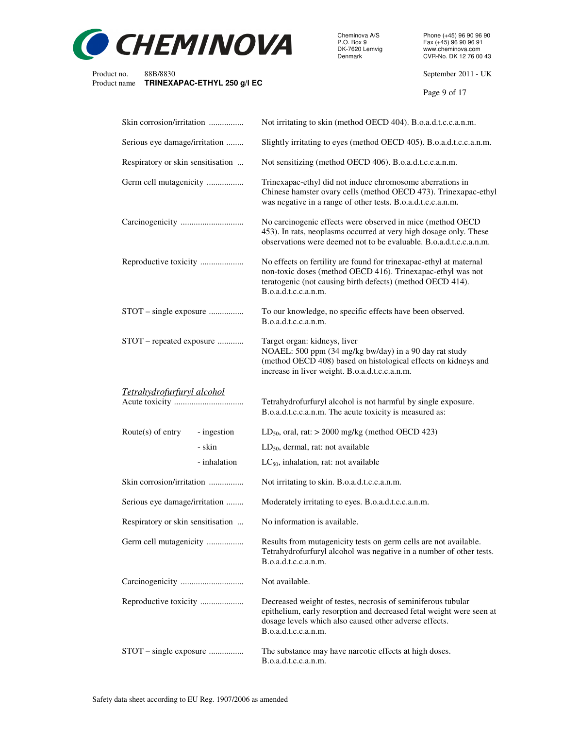| | |
|---|---|
| Skin corrosion/irritation ................ | Not irritating to skin (method OECD 404). B.o.a.d.t.c.c.a.n.m. |
| Serious eye damage/irritation ........ | Slightly irritating to eyes (method OECD 405). B.o.a.d.t.c.c.a.n.m. |
| Respiratory or skin sensitisation ... | Not sensitizing (method OECD 406). B.o.a.d.t.c.c.a.n.m. |
| Germ cell mutagenicity ................. | Trinexapac-ethyl did not induce chromosome aberrations in Chinese hamster ovary cells (method OECD 473). Trinexapac-ethyl was negative in a range of other tests. B.o.a.d.t.c.c.a.n.m. |
| Carcinogenicity ............................. | No carcinogenic effects were observed in mice (method OECD 453). In rats, neoplasms occurred at very high dosage only. These observations were deemed not to be evaluable. B.o.a.d.t.c.c.a.n.m. |
| Reproductive toxicity .................... | No effects on fertility are found for trinexapac-ethyl at maternal non-toxic doses (method OECD 416). Trinexapac-ethyl was not teratogenic (not causing birth defects) (method OECD 414). B.o.a.d.t.c.c.a.n.m. |
| STOT – single exposure ................ | To our knowledge, no specific effects have been observed. B.o.a.d.t.c.c.a.n.m. |
| STOT – repeated exposure ........... | Target organ: kidneys, liver<br>NOAEL: 500 ppm (34 mg/kg bw/day) in a 90 day rat study (method OECD 408) based on histological effects on kidneys and increase in liver weight. B.o.a.d.t.c.c.a.n.m. |

*Tetrahydrofurfuryl alcohol*

| | | |
|---|---|---|
| Acute toxicity ............................... | | Tetrahydrofurfuryl alcohol is not harmful by single exposure. B.o.a.d.t.c.c.a.n.m. The acute toxicity is measured as: |
| Route(s) of entry | - ingestion | $LD_{50}$, oral, rat: > 2000 mg/kg (method OECD 423) |
| | - skin | $LD_{50}$, dermal, rat: not available |
| | - inhalation | $LC_{50}$, inhalation, rat: not available |
| Skin corrosion/irritation ................ | | Not irritating to skin. B.o.a.d.t.c.c.a.n.m. |
| Serious eye damage/irritation ........ | | Moderately irritating to eyes. B.o.a.d.t.c.c.a.n.m. |
| Respiratory or skin sensitisation ... | | No information is available. |
| Germ cell mutagenicity ................. | | Results from mutagenicity tests on germ cells are not available. Tetrahydrofurfuryl alcohol was negative in a number of other tests. B.o.a.d.t.c.c.a.n.m. |
| Carcinogenicity ............................. | | Not available. |
| Reproductive toxicity .................... | | Decreased weight of testes, necrosis of seminiferous tubular epithelium, early resorption and decreased fetal weight were seen at dosage levels which also caused other adverse effects. B.o.a.d.t.c.c.a.n.m. |
| STOT – single exposure ................ | | The substance may have narcotic effects at high doses. B.o.a.d.t.c.c.a.n.m. |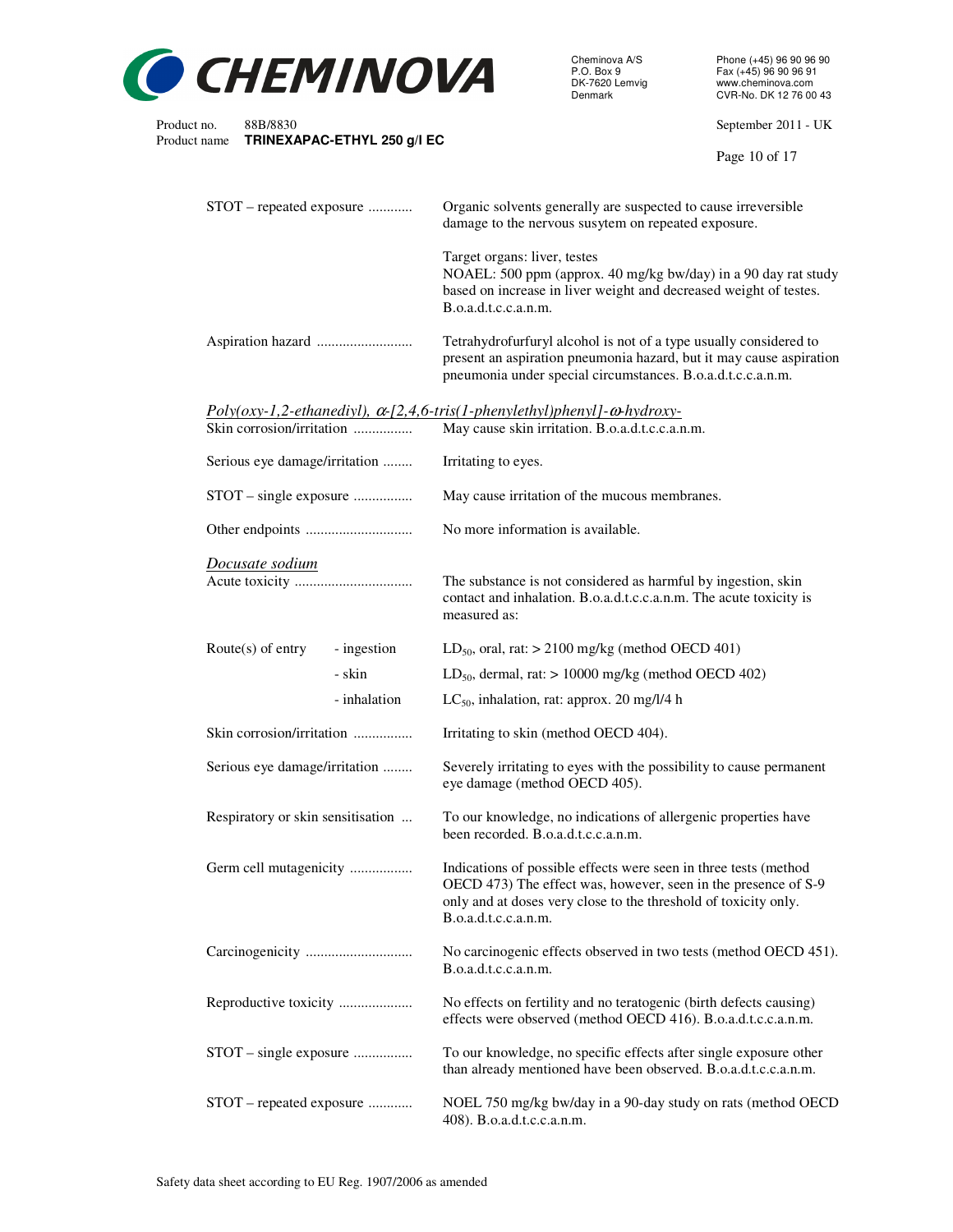| | |
|---|---|
| STOT – repeated exposure ............ | Organic solvents generally are suspected to cause irreversible damage to the nervous susytem on repeated exposure.<br><br>Target organs: liver, testes<br>NOAEL: 500 ppm (approx. 40 mg/kg bw/day) in a 90 day rat study based on increase in liver weight and decreased weight of testes. B.o.a.d.t.c.c.a.n.m. |
| Aspiration hazard .......................... | Tetrahydrofurfuryl alcohol is not of a type usually considered to present an aspiration pneumonia hazard, but it may cause aspiration pneumonia under special circumstances. B.o.a.d.t.c.c.a.n.m. |

*Poly(oxy-1,2-ethanediyl), α-[2,4,6-tris(1-phenylethyl)phenyl]-ω-hydroxy-*

| | |
|---|---|
| Skin corrosion/irritation ................ | May cause skin irritation. B.o.a.d.t.c.c.a.n.m. |
| Serious eye damage/irritation ........ | Irritating to eyes. |
| STOT – single exposure ................ | May cause irritation of the mucous membranes. |
| Other endpoints ............................. | No more information is available. |

*Docusate sodium*

| | | |
|---|---|---|
| Acute toxicity ................................ | | The substance is not considered as harmful by ingestion, skin contact and inhalation. B.o.a.d.t.c.c.a.n.m. The acute toxicity is measured as: |
| Route(s) of entry | - ingestion | $LD_{50}$, oral, rat: > 2100 mg/kg (method OECD 401) |
| | - skin | $LD_{50}$, dermal, rat: > 10000 mg/kg (method OECD 402) |
| | - inhalation | $LC_{50}$, inhalation, rat: approx. 20 mg/l/4 h |
| Skin corrosion/irritation ................ | | Irritating to skin (method OECD 404). |
| Serious eye damage/irritation ........ | | Severely irritating to eyes with the possibility to cause permanent eye damage (method OECD 405). |
| Respiratory or skin sensitisation ... | | To our knowledge, no indications of allergenic properties have been recorded. B.o.a.d.t.c.c.a.n.m. |
| Germ cell mutagenicity ................. | | Indications of possible effects were seen in three tests (method OECD 473) The effect was, however, seen in the presence of S-9 only and at doses very close to the threshold of toxicity only. B.o.a.d.t.c.c.a.n.m. |
| Carcinogenicity ............................. | | No carcinogenic effects observed in two tests (method OECD 451). B.o.a.d.t.c.c.a.n.m. |
| Reproductive toxicity .................... | | No effects on fertility and no teratogenic (birth defects causing) effects were observed (method OECD 416). B.o.a.d.t.c.c.a.n.m. |
| STOT – single exposure ................ | | To our knowledge, no specific effects after single exposure other than already mentioned have been observed. B.o.a.d.t.c.c.a.n.m. |
| STOT – repeated exposure ............ | | NOEL 750 mg/kg bw/day in a 90-day study on rats (method OECD 408). B.o.a.d.t.c.c.a.n.m. |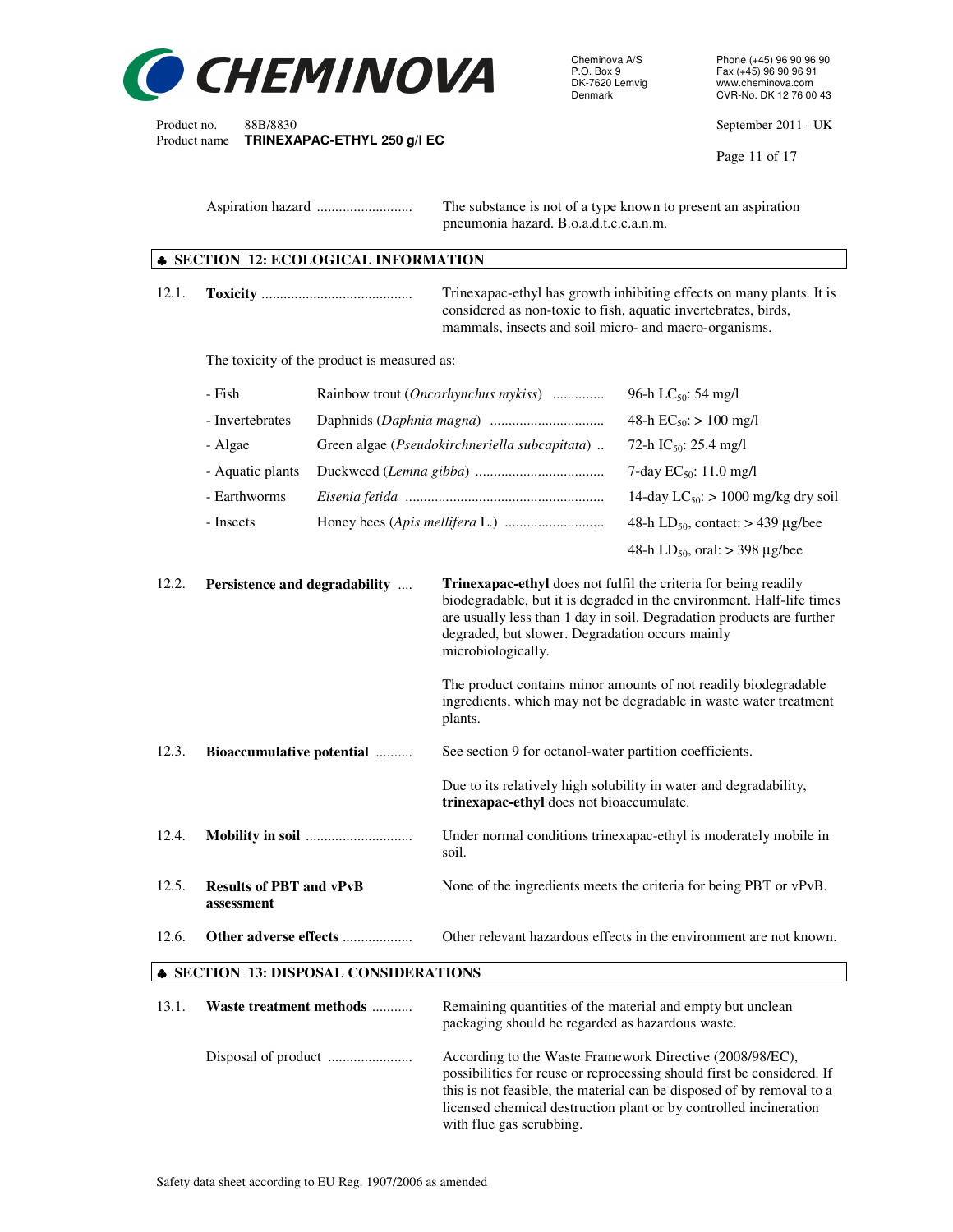Aspiration hazard .......................... The substance is not of a type known to present an aspiration pneumonia hazard. B.o.a.d.t.c.c.a.n.m.

## ♣ SECTION 12: ECOLOGICAL INFORMATION

12.1. **Toxicity** ......................................... Trinexapac-ethyl has growth inhibiting effects on many plants. It is considered as non-toxic to fish, aquatic invertebrates, birds, mammals, insects and soil micro- and macro-organisms.

The toxicity of the product is measured as:

| | | |
|---|---|---|
| - Fish | Rainbow trout (*Oncorhynchus mykiss*) ............. | 96-h $LC_{50}$: 54 mg/l |
| - Invertebrates | Daphnids (*Daphnia magna*) ............................... | 48-h $EC_{50}$: > 100 mg/l |
| - Algae | Green algae (*Pseudokirchneriella subcapitata*) .. | 72-h $IC_{50}$: 25.4 mg/l |
| - Aquatic plants | Duckweed (*Lemna gibba*) .................................. | 7-day $EC_{50}$: 11.0 mg/l |
| - Earthworms | *Eisenia fetida* ..................................................... | 14-day $LC_{50}$: > 1000 mg/kg dry soil |
| - Insects | Honey bees (*Apis mellifera* L.) ........................... | 48-h $LD_{50}$, contact: > 439 µg/bee |
| | | 48-h $LD_{50}$, oral: > 398 µg/bee |

12.2. **Persistence and degradability** .... **Trinexapac-ethyl** does not fulfil the criteria for being readily biodegradable, but it is degraded in the environment. Half-life times are usually less than 1 day in soil. Degradation products are further degraded, but slower. Degradation occurs mainly microbiologically.

The product contains minor amounts of not readily biodegradable ingredients, which may not be degradable in waste water treatment plants.

12.3. **Bioaccumulative potential** .......... See section 9 for octanol-water partition coefficients.

Due to its relatively high solubility in water and degradability, **trinexapac-ethyl** does not bioaccumulate.

12.4. **Mobility in soil** ............................. Under normal conditions trinexapac-ethyl is moderately mobile in soil.

12.5. **Results of PBT and vPvB assessment** None of the ingredients meets the criteria for being PBT or vPvB.

12.6. **Other adverse effects** ................... Other relevant hazardous effects in the environment are not known.

## ♣ SECTION 13: DISPOSAL CONSIDERATIONS

13.1. **Waste treatment methods** ........... Remaining quantities of the material and empty but unclean packaging should be regarded as hazardous waste.

Disposal of product ....................... According to the Waste Framework Directive (2008/98/EC), possibilities for reuse or reprocessing should first be considered. If this is not feasible, the material can be disposed of by removal to a licensed chemical destruction plant or by controlled incineration with flue gas scrubbing.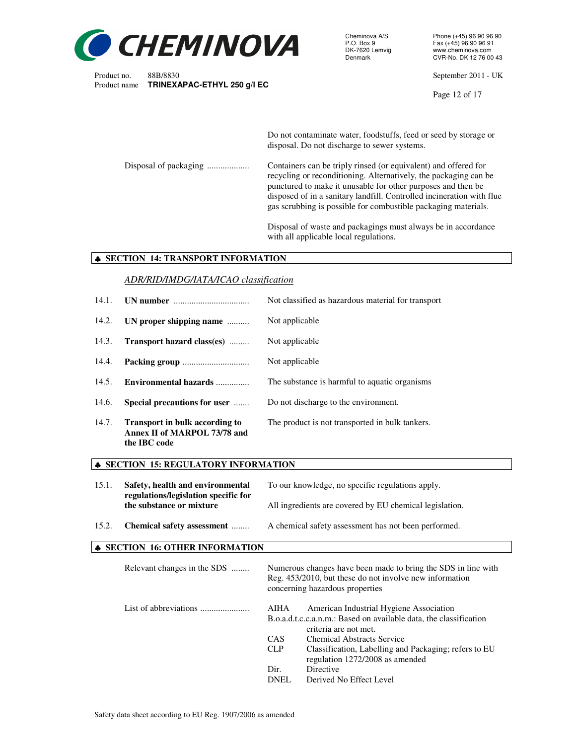| | |
|---|---|
| | Do not contaminate water, foodstuffs, feed or seed by storage or disposal. Do not discharge to sewer systems. |
| Disposal of packaging | Containers can be triply rinsed (or equivalent) and offered for recycling or reconditioning. Alternatively, the packaging can be punctured to make it unusable for other purposes and then be disposed of in a sanitary landfill. Controlled incineration with flue gas scrubbing is possible for combustible packaging materials. |
| | Disposal of waste and packagings must always be in accordance with all applicable local regulations. |

## ♣ SECTION 14: TRANSPORT INFORMATION

*ADR/RID/IMDG/IATA/ICAO classification*

| | | |
|---|---|---|
| 14.1. | **UN number** | Not classified as hazardous material for transport |
| 14.2. | **UN proper shipping name** | Not applicable |
| 14.3. | **Transport hazard class(es)** | Not applicable |
| 14.4. | **Packing group** | Not applicable |
| 14.5. | **Environmental hazards** | The substance is harmful to aquatic organisms |
| 14.6. | **Special precautions for user** | Do not discharge to the environment. |
| 14.7. | **Transport in bulk according to Annex II of MARPOL 73/78 and the IBC code** | The product is not transported in bulk tankers. |

## ♣ SECTION 15: REGULATORY INFORMATION

| | | |
|---|---|---|
| 15.1. | **Safety, health and environmental regulations/legislation specific for the substance or mixture** | To our knowledge, no specific regulations apply. <br> All ingredients are covered by EU chemical legislation. |
| 15.2. | **Chemical safety assessment** | A chemical safety assessment has not been performed. |

## ♣ SECTION 16: OTHER INFORMATION

Relevant changes in the SDS: Numerous changes have been made to bring the SDS in line with Reg. 453/2010, but these do not involve new information concerning hazardous properties

List of abbreviations:

| | |
|---|---|
| AIHA | American Industrial Hygiene Association |
| B.o.a.d.t.c.c.a.n.m. | Based on available data, the classification criteria are not met. |
| CAS | Chemical Abstracts Service |
| CLP | Classification, Labelling and Packaging; refers to EU regulation 1272/2008 as amended |
| Dir. | Directive |
| DNEL | Derived No Effect Level |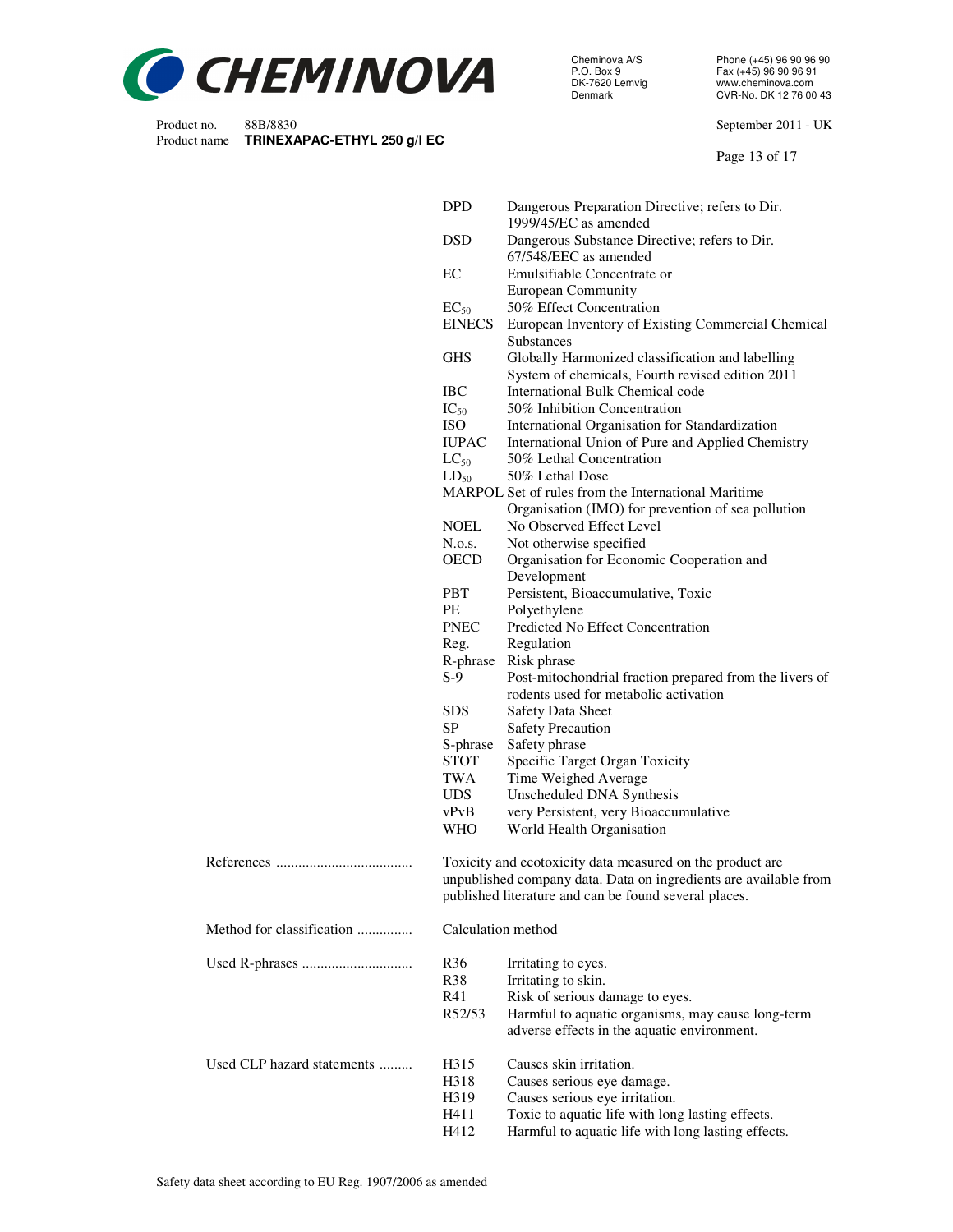| | |
|---|---|
| DPD | Dangerous Preparation Directive; refers to Dir. 1999/45/EC as amended |
| DSD | Dangerous Substance Directive; refers to Dir. 67/548/EEC as amended |
| EC | Emulsifiable Concentrate or European Community |
| $EC_{50}$ | 50% Effect Concentration |
| EINECS | European Inventory of Existing Commercial Chemical Substances |
| GHS | Globally Harmonized classification and labelling System of chemicals, Fourth revised edition 2011 |
| IBC | International Bulk Chemical code |
| $IC_{50}$ | 50% Inhibition Concentration |
| ISO | International Organisation for Standardization |
| IUPAC | International Union of Pure and Applied Chemistry |
| $LC_{50}$ | 50% Lethal Concentration |
| $LD_{50}$ | 50% Lethal Dose |
| MARPOL | Set of rules from the International Maritime Organisation (IMO) for prevention of sea pollution |
| NOEL | No Observed Effect Level |
| N.o.s. | Not otherwise specified |
| OECD | Organisation for Economic Cooperation and Development |
| PBT | Persistent, Bioaccumulative, Toxic |
| PE | Polyethylene |
| PNEC | Predicted No Effect Concentration |
| Reg. | Regulation |
| R-phrase | Risk phrase |
| S-9 | Post-mitochondrial fraction prepared from the livers of rodents used for metabolic activation |
| SDS | Safety Data Sheet |
| SP | Safety Precaution |
| S-phrase | Safety phrase |
| STOT | Specific Target Organ Toxicity |
| TWA | Time Weighed Average |
| UDS | Unscheduled DNA Synthesis |
| vPvB | very Persistent, very Bioaccumulative |
| WHO | World Health Organisation |

**References** ..................................... Toxicity and ecotoxicity data measured on the product are unpublished company data. Data on ingredients are available from published literature and can be found several places.

**Method for classification** ............... Calculation method

**Used R-phrases** ..............................

| | |
|---|---|
| R36 | Irritating to eyes. |
| R38 | Irritating to skin. |
| R41 | Risk of serious damage to eyes. |
| R52/53 | Harmful to aquatic organisms, may cause long-term adverse effects in the aquatic environment. |

**Used CLP hazard statements** .........

| | |
|---|---|
| H315 | Causes skin irritation. |
| H318 | Causes serious eye damage. |
| H319 | Causes serious eye irritation. |
| H411 | Toxic to aquatic life with long lasting effects. |
| H412 | Harmful to aquatic life with long lasting effects. |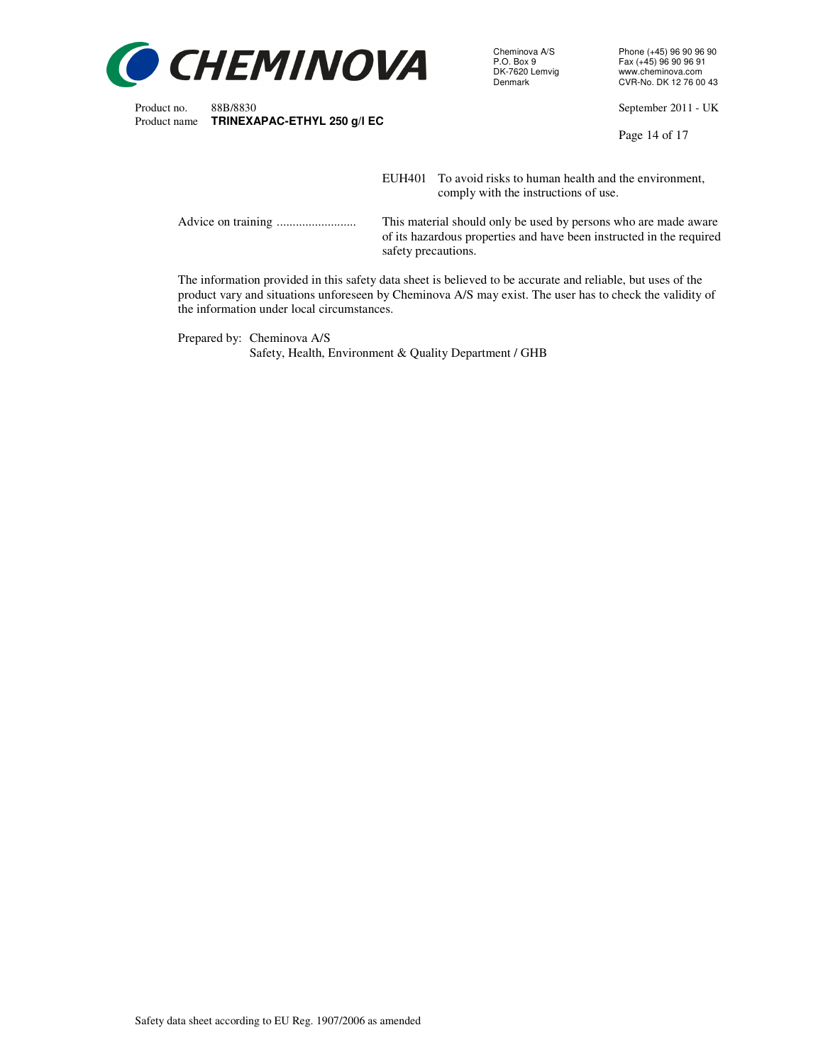EUH401 To avoid risks to human health and the environment, comply with the instructions of use.

Advice on training ......................... This material should only be used by persons who are made aware of its hazardous properties and have been instructed in the required safety precautions.

The information provided in this safety data sheet is believed to be accurate and reliable, but uses of the product vary and situations unforeseen by Cheminova A/S may exist. The user has to check the validity of the information under local circumstances.

Prepared by: Cheminova A/S
Safety, Health, Environment & Quality Department / GHB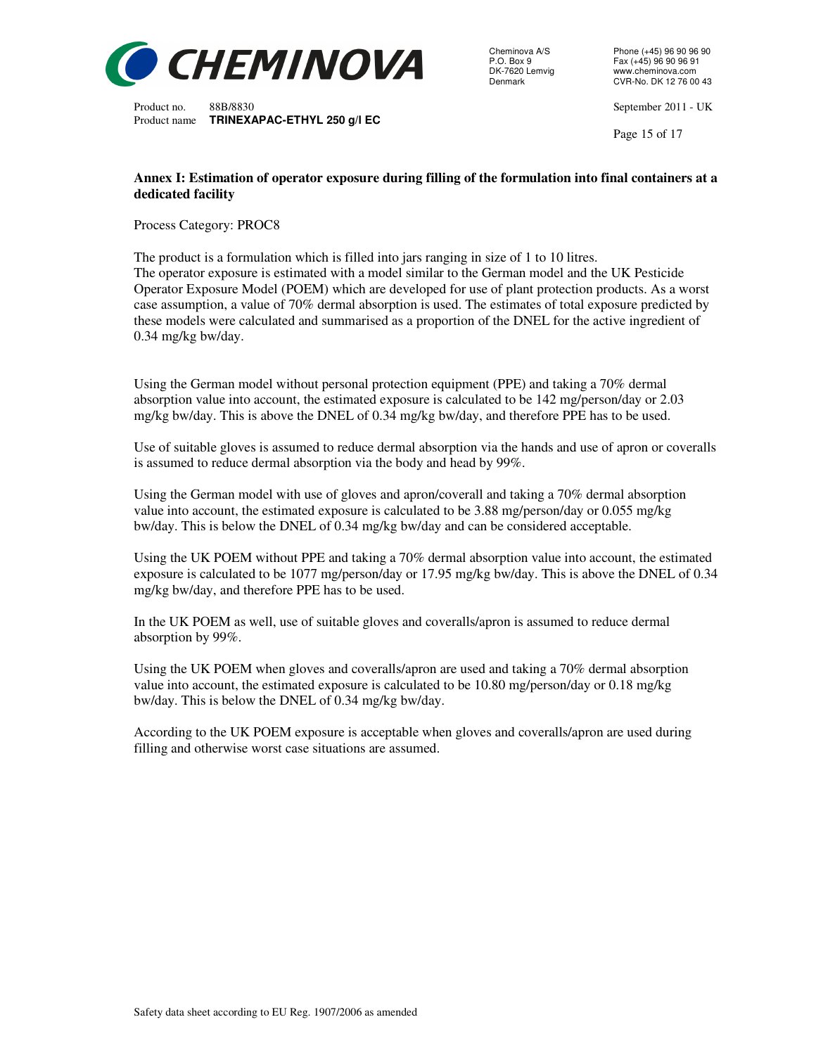## Annex I: Estimation of operator exposure during filling of the formulation into final containers at a dedicated facility

Process Category: PROC8

The product is a formulation which is filled into jars ranging in size of 1 to 10 litres.
The operator exposure is estimated with a model similar to the German model and the UK Pesticide Operator Exposure Model (POEM) which are developed for use of plant protection products. As a worst case assumption, a value of 70% dermal absorption is used. The estimates of total exposure predicted by these models were calculated and summarised as a proportion of the DNEL for the active ingredient of 0.34 mg/kg bw/day.

Using the German model without personal protection equipment (PPE) and taking a 70% dermal absorption value into account, the estimated exposure is calculated to be 142 mg/person/day or 2.03 mg/kg bw/day. This is above the DNEL of 0.34 mg/kg bw/day, and therefore PPE has to be used.

Use of suitable gloves is assumed to reduce dermal absorption via the hands and use of apron or coveralls is assumed to reduce dermal absorption via the body and head by 99%.

Using the German model with use of gloves and apron/coverall and taking a 70% dermal absorption value into account, the estimated exposure is calculated to be 3.88 mg/person/day or 0.055 mg/kg bw/day. This is below the DNEL of 0.34 mg/kg bw/day and can be considered acceptable.

Using the UK POEM without PPE and taking a 70% dermal absorption value into account, the estimated exposure is calculated to be 1077 mg/person/day or 17.95 mg/kg bw/day. This is above the DNEL of 0.34 mg/kg bw/day, and therefore PPE has to be used.

In the UK POEM as well, use of suitable gloves and coveralls/apron is assumed to reduce dermal absorption by 99%.

Using the UK POEM when gloves and coveralls/apron are used and taking a 70% dermal absorption value into account, the estimated exposure is calculated to be 10.80 mg/person/day or 0.18 mg/kg bw/day. This is below the DNEL of 0.34 mg/kg bw/day.

According to the UK POEM exposure is acceptable when gloves and coveralls/apron are used during filling and otherwise worst case situations are assumed.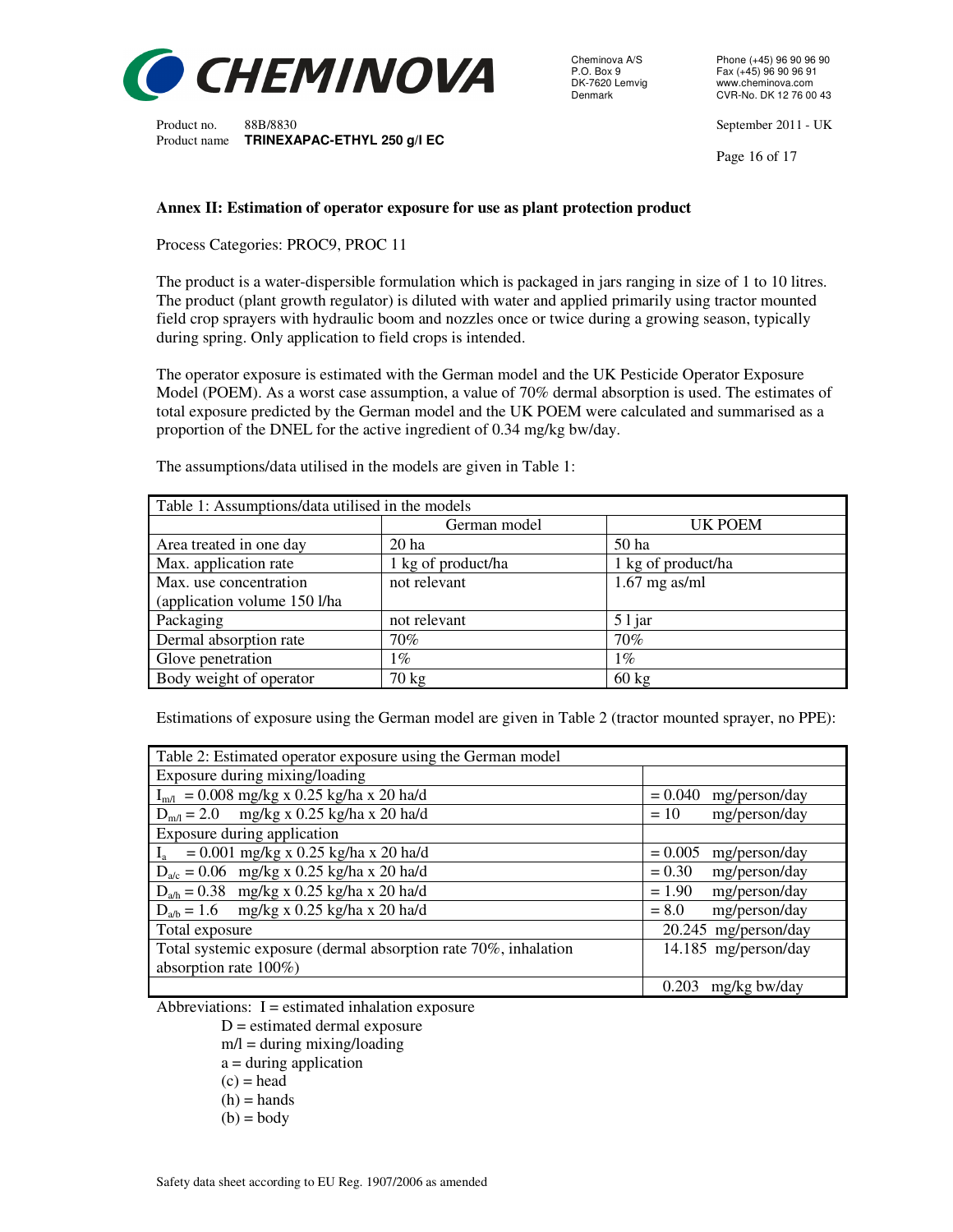**Annex II: Estimation of operator exposure for use as plant protection product**

Process Categories: PROC9, PROC 11

The product is a water-dispersible formulation which is packaged in jars ranging in size of 1 to 10 litres. The product (plant growth regulator) is diluted with water and applied primarily using tractor mounted field crop sprayers with hydraulic boom and nozzles once or twice during a growing season, typically during spring. Only application to field crops is intended.

The operator exposure is estimated with the German model and the UK Pesticide Operator Exposure Model (POEM). As a worst case assumption, a value of 70% dermal absorption is used. The estimates of total exposure predicted by the German model and the UK POEM were calculated and summarised as a proportion of the DNEL for the active ingredient of 0.34 mg/kg bw/day.

The assumptions/data utilised in the models are given in Table 1:

| Table 1: Assumptions/data utilised in the models | | |
|---|---|---|
| | German model | UK POEM |
| Area treated in one day | 20 ha | 50 ha |
| Max. application rate | 1 kg of product/ha | 1 kg of product/ha |
| Max. use concentration (application volume 150 l/ha | not relevant | 1.67 mg as/ml |
| Packaging | not relevant | 5 l jar |
| Dermal absorption rate | 70% | 70% |
| Glove penetration | 1% | 1% |
| Body weight of operator | 70 kg | 60 kg |

Estimations of exposure using the German model are given in Table 2 (tractor mounted sprayer, no PPE):

| Table 2: Estimated operator exposure using the German model | |
|---|---|
| Exposure during mixing/loading | |
| $I_{m/l}$ = 0.008 mg/kg x 0.25 kg/ha x 20 ha/d | = 0.040 mg/person/day |
| $D_{m/l}$ = 2.0 mg/kg x 0.25 kg/ha x 20 ha/d | = 10 mg/person/day |
| Exposure during application | |
| $I_a$ = 0.001 mg/kg x 0.25 kg/ha x 20 ha/d | = 0.005 mg/person/day |
| $D_{a/c}$ = 0.06 mg/kg x 0.25 kg/ha x 20 ha/d | = 0.30 mg/person/day |
| $D_{a/h}$ = 0.38 mg/kg x 0.25 kg/ha x 20 ha/d | = 1.90 mg/person/day |
| $D_{a/b}$ = 1.6 mg/kg x 0.25 kg/ha x 20 ha/d | = 8.0 mg/person/day |
| Total exposure | 20.245 mg/person/day |
| Total systemic exposure (dermal absorption rate 70%, inhalation absorption rate 100%) | 14.185 mg/person/day |
| | 0.203 mg/kg bw/day |

Abbreviations: I = estimated inhalation exposure
D = estimated dermal exposure
m/l = during mixing/loading
a = during application
(c) = head
(h) = hands
(b) = body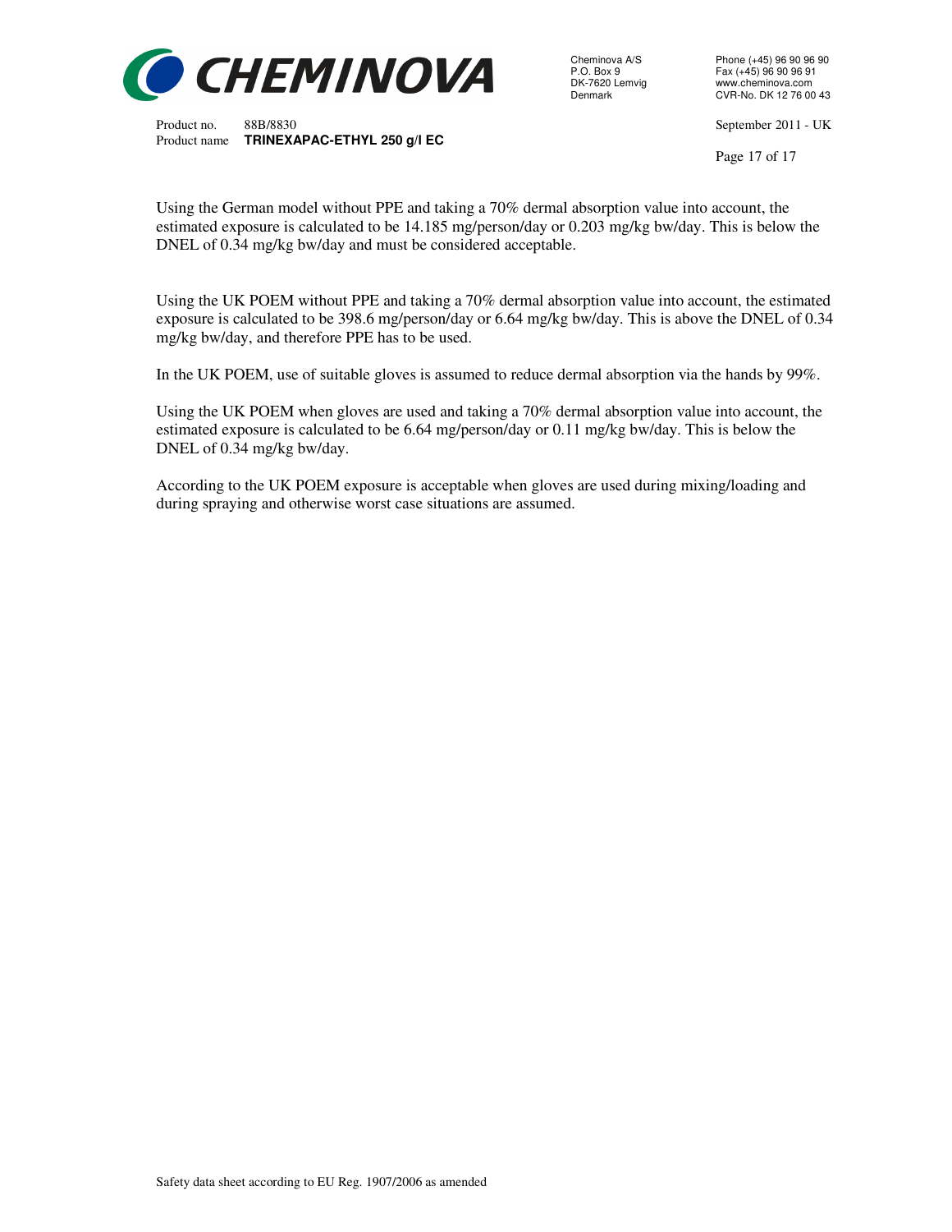Using the German model without PPE and taking a 70% dermal absorption value into account, the estimated exposure is calculated to be 14.185 mg/person/day or 0.203 mg/kg bw/day. This is below the DNEL of 0.34 mg/kg bw/day and must be considered acceptable.

Using the UK POEM without PPE and taking a 70% dermal absorption value into account, the estimated exposure is calculated to be 398.6 mg/person/day or 6.64 mg/kg bw/day. This is above the DNEL of 0.34 mg/kg bw/day, and therefore PPE has to be used.

In the UK POEM, use of suitable gloves is assumed to reduce dermal absorption via the hands by 99%.

Using the UK POEM when gloves are used and taking a 70% dermal absorption value into account, the estimated exposure is calculated to be 6.64 mg/person/day or 0.11 mg/kg bw/day. This is below the DNEL of 0.34 mg/kg bw/day.

According to the UK POEM exposure is acceptable when gloves are used during mixing/loading and during spraying and otherwise worst case situations are assumed.